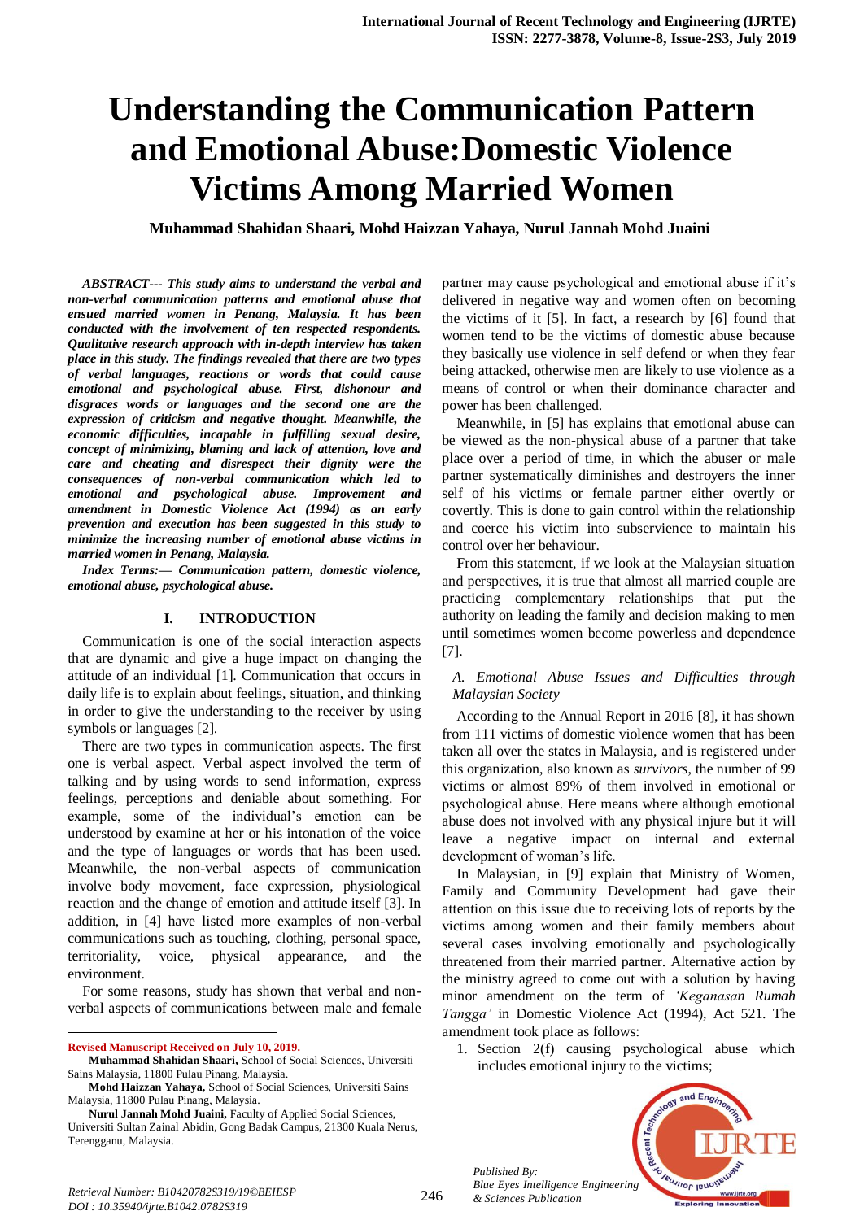# Understanding the Communication Pattern and Emotional Abuse:Domestic Violence Victims Among Married Women

**Muhammad Shahidan Shaari, Mohd Haizzan Yahaya, Nurul Jannah Mohd Juaini**

***ABSTRACT--- This study aims to understand the verbal and non-verbal communication patterns and emotional abuse that ensued married women in Penang, Malaysia. It has been conducted with the involvement of ten respected respondents. Qualitative research approach with in-depth interview has taken place in this study. The findings revealed that there are two types of verbal languages, reactions or words that could cause emotional and psychological abuse. First, dishonour and disgraces words or languages and the second one are the expression of criticism and negative thought. Meanwhile, the economic difficulties, incapable in fulfilling sexual desire, concept of minimizing, blaming and lack of attention, love and care and cheating and disrespect their dignity were the consequences of non-verbal communication which led to emotional and psychological abuse. Improvement and amendment in Domestic Violence Act (1994) as an early prevention and execution has been suggested in this study to minimize the increasing number of emotional abuse victims in married women in Penang, Malaysia.***

***Index Terms:— Communication pattern, domestic violence, emotional abuse, psychological abuse.***

## I. INTRODUCTION

Communication is one of the social interaction aspects that are dynamic and give a huge impact on changing the attitude of an individual [1]. Communication that occurs in daily life is to explain about feelings, situation, and thinking in order to give the understanding to the receiver by using symbols or languages [2].

There are two types in communication aspects. The first one is verbal aspect. Verbal aspect involved the term of talking and by using words to send information, express feelings, perceptions and deniable about something. For example, some of the individual's emotion can be understood by examine at her or his intonation of the voice and the type of languages or words that has been used. Meanwhile, the non-verbal aspects of communication involve body movement, face expression, physiological reaction and the change of emotion and attitude itself [3]. In addition, in [4] have listed more examples of non-verbal communications such as touching, clothing, personal space, territoriality, voice, physical appearance, and the environment.

For some reasons, study has shown that verbal and non-verbal aspects of communications between male and female partner may cause psychological and emotional abuse if it's delivered in negative way and women often on becoming the victims of it [5]. In fact, a research by [6] found that women tend to be the victims of domestic abuse because they basically use violence in self defend or when they fear being attacked, otherwise men are likely to use violence as a means of control or when their dominance character and power has been challenged.

Meanwhile, in [5] has explains that emotional abuse can be viewed as the non-physical abuse of a partner that take place over a period of time, in which the abuser or male partner systematically diminishes and destroyers the inner self of his victims or female partner either overtly or covertly. This is done to gain control within the relationship and coerce his victim into subservience to maintain his control over her behaviour.

From this statement, if we look at the Malaysian situation and perspectives, it is true that almost all married couple are practicing complementary relationships that put the authority on leading the family and decision making to men until sometimes women become powerless and dependence [7].

### *A. Emotional Abuse Issues and Difficulties through Malaysian Society*

According to the Annual Report in 2016 [8], it has shown from 111 victims of domestic violence women that has been taken all over the states in Malaysia, and is registered under this organization, also known as *survivors*, the number of 99 victims or almost 89% of them involved in emotional or psychological abuse. Here means where although emotional abuse does not involved with any physical injure but it will leave a negative impact on internal and external development of woman's life.

In Malaysian, in [9] explain that Ministry of Women, Family and Community Development had gave their attention on this issue due to receiving lots of reports by the victims among women and their family members about several cases involving emotionally and psychologically threatened from their married partner. Alternative action by the ministry agreed to come out with a solution by having minor amendment on the term of *'Keganasan Rumah Tangga'* in Domestic Violence Act (1994), Act 521. The amendment took place as follows:

1. Section 2(f) causing psychological abuse which includes emotional injury to the victims;

---

**Revised Manuscript Received on July 10, 2019.**

**Muhammad Shahidan Shaari,** School of Social Sciences, Universiti Sains Malaysia, 11800 Pulau Pinang, Malaysia.

**Mohd Haizzan Yahaya,** School of Social Sciences, Universiti Sains Malaysia, 11800 Pulau Pinang, Malaysia.

**Nurul Jannah Mohd Juaini,** Faculty of Applied Social Sciences, Universiti Sultan Zainal Abidin, Gong Badak Campus, 21300 Kuala Nerus, Terengganu, Malaysia.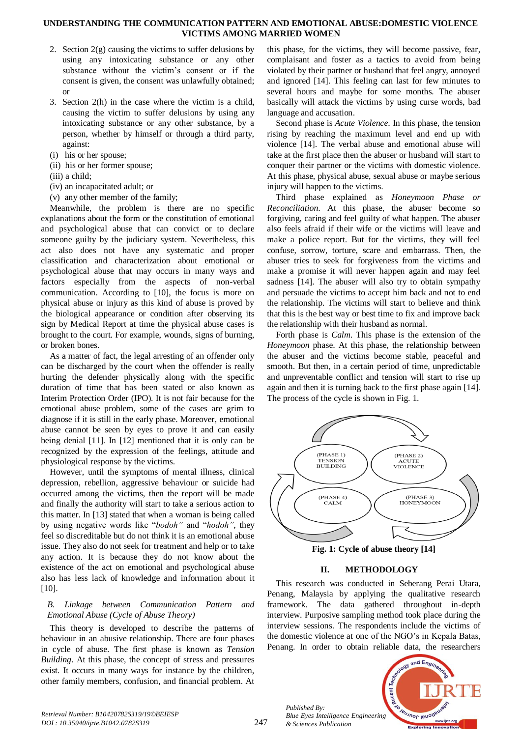2. Section 2(g) causing the victims to suffer delusions by using any intoxicating substance or any other substance without the victim's consent or if the consent is given, the consent was unlawfully obtained; or
3. Section 2(h) in the case where the victim is a child, causing the victim to suffer delusions by using any intoxicating substance or any other substance, by a person, whether by himself or through a third party, against:

(i) his or her spouse;
(ii) his or her former spouse;
(iii) a child;
(iv) an incapacitated adult; or
(v) any other member of the family;

Meanwhile, the problem is there are no specific explanations about the form or the constitution of emotional and psychological abuse that can convict or to declare someone guilty by the judiciary system. Nevertheless, this act also does not have any systematic and proper classification and characterization about emotional or psychological abuse that may occurs in many ways and factors especially from the aspects of non-verbal communication. According to [10], the focus is more on physical abuse or injury as this kind of abuse is proved by the biological appearance or condition after observing its sign by Medical Report at time the physical abuse cases is brought to the court. For example, wounds, signs of burning, or broken bones.

As a matter of fact, the legal arresting of an offender only can be discharged by the court when the offender is really hurting the defender physically along with the specific duration of time that has been stated or also known as Interim Protection Order (IPO). It is not fair because for the emotional abuse problem, some of the cases are grim to diagnose if it is still in the early phase. Moreover, emotional abuse cannot be seen by eyes to prove it and can easily being denial [11]. In [12] mentioned that it is only can be recognized by the expression of the feelings, attitude and physiological response by the victims.

However, until the symptoms of mental illness, clinical depression, rebellion, aggressive behaviour or suicide had occurred among the victims, then the report will be made and finally the authority will start to take a serious action to this matter. In [13] stated that when a woman is being called by using negative words like "*bodoh"* and "*hodoh"*, they feel so discreditable but do not think it is an emotional abuse issue. They also do not seek for treatment and help or to take any action. It is because they do not know about the existence of the act on emotional and psychological abuse also has less lack of knowledge and information about it [10].

### *B. Linkage between Communication Pattern and Emotional Abuse (Cycle of Abuse Theory)*

This theory is developed to describe the patterns of behaviour in an abusive relationship. There are four phases in cycle of abuse. The first phase is known as *Tension Building*. At this phase, the concept of stress and pressures exist. It occurs in many ways for instance by the children, other family members, confusion, and financial problem. At this phase, for the victims, they will become passive, fear, complaisant and foster as a tactics to avoid from being violated by their partner or husband that feel angry, annoyed and ignored [14]. This feeling can last for few minutes to several hours and maybe for some months. The abuser basically will attack the victims by using curse words, bad language and accusation.

Second phase is *Acute Violence*. In this phase, the tension rising by reaching the maximum level and end up with violence [14]. The verbal abuse and emotional abuse will take at the first place then the abuser or husband will start to conquer their partner or the victims with domestic violence. At this phase, physical abuse, sexual abuse or maybe serious injury will happen to the victims.

Third phase explained as *Honeymoon Phase or Reconciliation*. At this phase, the abuser become so forgiving, caring and feel guilty of what happen. The abuser also feels afraid if their wife or the victims will leave and make a police report. But for the victims, they will feel confuse, sorrow, torture, scare and embarrass. Then, the abuser tries to seek for forgiveness from the victims and make a promise it will never happen again and may feel sadness [14]. The abuser will also try to obtain sympathy and persuade the victims to accept him back and not to end the relationship. The victims will start to believe and think that this is the best way or best time to fix and improve back the relationship with their husband as normal.

Forth phase is *Calm*. This phase is the extension of the *Honeymoon* phase. At this phase, the relationship between the abuser and the victims become stable, peaceful and smooth. But then, in a certain period of time, unpredictable and unpreventable conflict and tension will start to rise up again and then it is turning back to the first phase again [14]. The process of the cycle is shown in Fig. 1.

(PHASE 1) TENSION BUILDING → (PHASE 2) ACUTE VIOLENCE → (PHASE 3) HONEYMOON → (PHASE 4) CALM

**Fig. 1: Cycle of abuse theory [14]**

## II. METHODOLOGY

This research was conducted in Seberang Perai Utara, Penang, Malaysia by applying the qualitative research framework. The data gathered throughout in-depth interview. Purposive sampling method took place during the interview sessions. The respondents include the victims of the domestic violence at one of the NGO's in Kepala Batas, Penang. In order to obtain reliable data, the researchers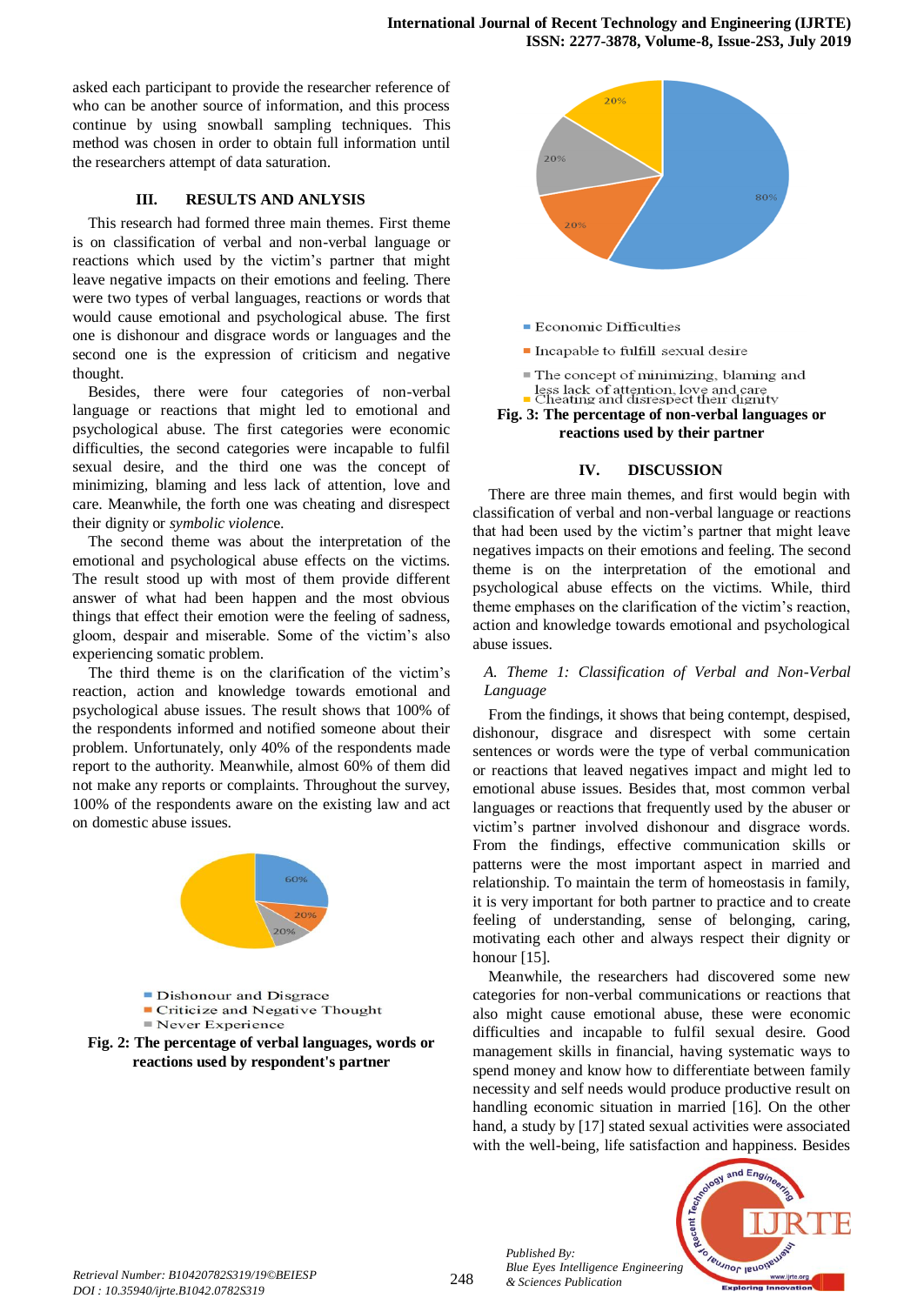asked each participant to provide the researcher reference of who can be another source of information, and this process continue by using snowball sampling techniques. This method was chosen in order to obtain full information until the researchers attempt of data saturation.

## III. RESULTS AND ANLYSIS

This research had formed three main themes. First theme is on classification of verbal and non-verbal language or reactions which used by the victim's partner that might leave negative impacts on their emotions and feeling. There were two types of verbal languages, reactions or words that would cause emotional and psychological abuse. The first one is dishonour and disgrace words or languages and the second one is the expression of criticism and negative thought.

Besides, there were four categories of non-verbal language or reactions that might led to emotional and psychological abuse. The first categories were economic difficulties, the second categories were incapable to fulfil sexual desire, and the third one was the concept of minimizing, blaming and less lack of attention, love and care. Meanwhile, the forth one was cheating and disrespect their dignity or *symbolic violenc*e.

The second theme was about the interpretation of the emotional and psychological abuse effects on the victims. The result stood up with most of them provide different answer of what had been happen and the most obvious things that effect their emotion were the feeling of sadness, gloom, despair and miserable. Some of the victim's also experiencing somatic problem.

The third theme is on the clarification of the victim's reaction, action and knowledge towards emotional and psychological abuse issues. The result shows that 100% of the respondents informed and notified someone about their problem. Unfortunately, only 40% of the respondents made report to the authority. Meanwhile, almost 60% of them did not make any reports or complaints. Throughout the survey, 100% of the respondents aware on the existing law and act on domestic abuse issues.

60%
20%
20%

- Dishonour and Disgrace
- Criticize and Negative Thought
- Never Experience

**Fig. 2: The percentage of verbal languages, words or reactions used by respondent's partner**

20%
20%
80%
20%

- Economic Difficulties
- Incapable to fulfill sexual desire
- The concept of minimizing, blaming and less lack of attention, love and care
- Cheating and disrespect their dignity

**Fig. 3: The percentage of non-verbal languages or reactions used by their partner**

## IV. DISCUSSION

There are three main themes, and first would begin with classification of verbal and non-verbal language or reactions that had been used by the victim's partner that might leave negatives impacts on their emotions and feeling. The second theme is on the interpretation of the emotional and psychological abuse effects on the victims. While, third theme emphases on the clarification of the victim's reaction, action and knowledge towards emotional and psychological abuse issues.

### *A. Theme 1: Classification of Verbal and Non-Verbal Language*

From the findings, it shows that being contempt, despised, dishonour, disgrace and disrespect with some certain sentences or words were the type of verbal communication or reactions that leaved negatives impact and might led to emotional abuse issues. Besides that, most common verbal languages or reactions that frequently used by the abuser or victim's partner involved dishonour and disgrace words. From the findings, effective communication skills or patterns were the most important aspect in married and relationship. To maintain the term of homeostasis in family, it is very important for both partner to practice and to create feeling of understanding, sense of belonging, caring, motivating each other and always respect their dignity or honour [15].

Meanwhile, the researchers had discovered some new categories for non-verbal communications or reactions that also might cause emotional abuse, these were economic difficulties and incapable to fulfil sexual desire. Good management skills in financial, having systematic ways to spend money and know how to differentiate between family necessity and self needs would produce productive result on handling economic situation in married [16]. On the other hand, a study by [17] stated sexual activities were associated with the well-being, life satisfaction and happiness. Besides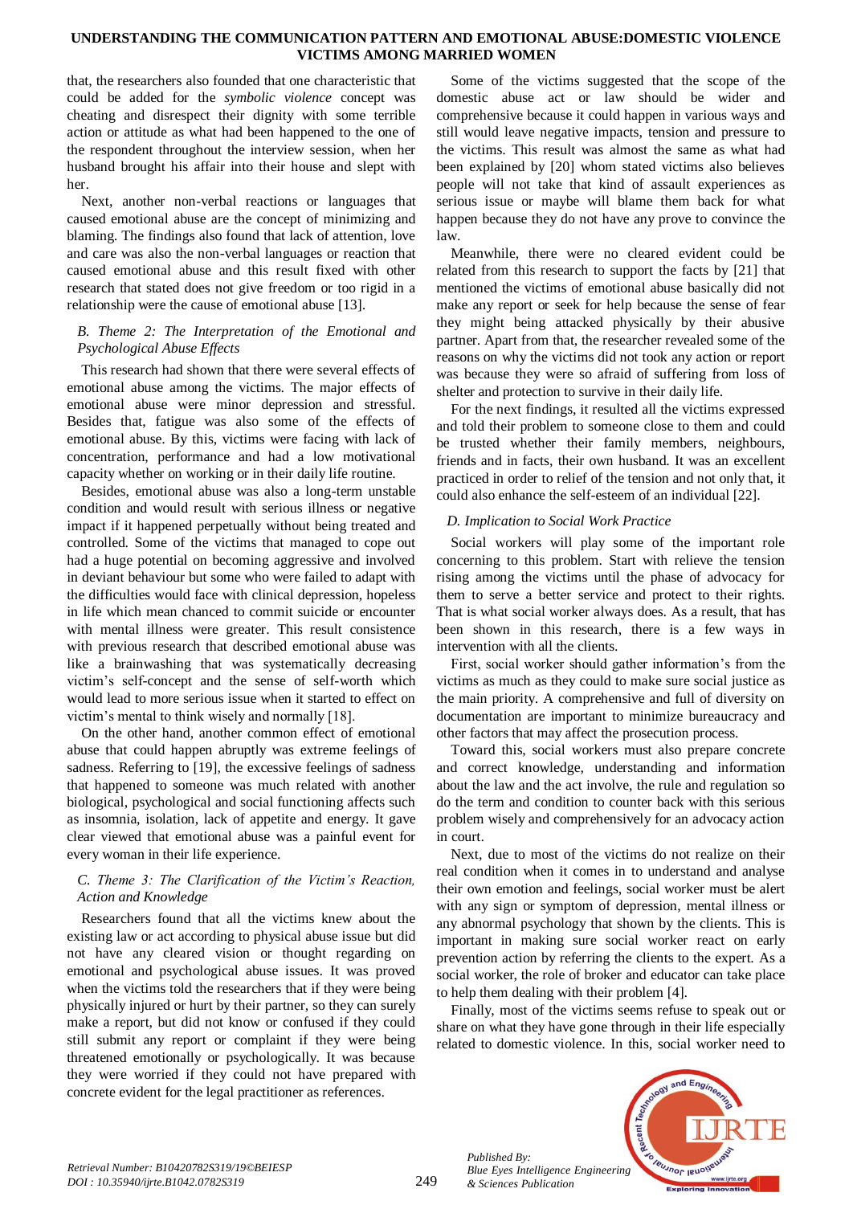that, the researchers also founded that one characteristic that could be added for the *symbolic violence* concept was cheating and disrespect their dignity with some terrible action or attitude as what had been happened to the one of the respondent throughout the interview session, when her husband brought his affair into their house and slept with her.

Next, another non-verbal reactions or languages that caused emotional abuse are the concept of minimizing and blaming. The findings also found that lack of attention, love and care was also the non-verbal languages or reaction that caused emotional abuse and this result fixed with other research that stated does not give freedom or too rigid in a relationship were the cause of emotional abuse [13].

### *B. Theme 2: The Interpretation of the Emotional and Psychological Abuse Effects*

This research had shown that there were several effects of emotional abuse among the victims. The major effects of emotional abuse were minor depression and stressful. Besides that, fatigue was also some of the effects of emotional abuse. By this, victims were facing with lack of concentration, performance and had a low motivational capacity whether on working or in their daily life routine.

Besides, emotional abuse was also a long-term unstable condition and would result with serious illness or negative impact if it happened perpetually without being treated and controlled. Some of the victims that managed to cope out had a huge potential on becoming aggressive and involved in deviant behaviour but some who were failed to adapt with the difficulties would face with clinical depression, hopeless in life which mean chanced to commit suicide or encounter with mental illness were greater. This result consistence with previous research that described emotional abuse was like a brainwashing that was systematically decreasing victim's self-concept and the sense of self-worth which would lead to more serious issue when it started to effect on victim's mental to think wisely and normally [18].

On the other hand, another common effect of emotional abuse that could happen abruptly was extreme feelings of sadness. Referring to [19], the excessive feelings of sadness that happened to someone was much related with another biological, psychological and social functioning affects such as insomnia, isolation, lack of appetite and energy. It gave clear viewed that emotional abuse was a painful event for every woman in their life experience.

### *C. Theme 3: The Clarification of the Victim's Reaction, Action and Knowledge*

Researchers found that all the victims knew about the existing law or act according to physical abuse issue but did not have any cleared vision or thought regarding on emotional and psychological abuse issues. It was proved when the victims told the researchers that if they were being physically injured or hurt by their partner, so they can surely make a report, but did not know or confused if they could still submit any report or complaint if they were being threatened emotionally or psychologically. It was because they were worried if they could not have prepared with concrete evident for the legal practitioner as references.

Some of the victims suggested that the scope of the domestic abuse act or law should be wider and comprehensive because it could happen in various ways and still would leave negative impacts, tension and pressure to the victims. This result was almost the same as what had been explained by [20] whom stated victims also believes people will not take that kind of assault experiences as serious issue or maybe will blame them back for what happen because they do not have any prove to convince the law.

Meanwhile, there were no cleared evident could be related from this research to support the facts by [21] that mentioned the victims of emotional abuse basically did not make any report or seek for help because the sense of fear they might being attacked physically by their abusive partner. Apart from that, the researcher revealed some of the reasons on why the victims did not took any action or report was because they were so afraid of suffering from loss of shelter and protection to survive in their daily life.

For the next findings, it resulted all the victims expressed and told their problem to someone close to them and could be trusted whether their family members, neighbours, friends and in facts, their own husband. It was an excellent practiced in order to relief of the tension and not only that, it could also enhance the self-esteem of an individual [22].

### *D. Implication to Social Work Practice*

Social workers will play some of the important role concerning to this problem. Start with relieve the tension rising among the victims until the phase of advocacy for them to serve a better service and protect to their rights. That is what social worker always does. As a result, that has been shown in this research, there is a few ways in intervention with all the clients.

First, social worker should gather information's from the victims as much as they could to make sure social justice as the main priority. A comprehensive and full of diversity on documentation are important to minimize bureaucracy and other factors that may affect the prosecution process.

Toward this, social workers must also prepare concrete and correct knowledge, understanding and information about the law and the act involve, the rule and regulation so do the term and condition to counter back with this serious problem wisely and comprehensively for an advocacy action in court.

Next, due to most of the victims do not realize on their real condition when it comes in to understand and analyse their own emotion and feelings, social worker must be alert with any sign or symptom of depression, mental illness or any abnormal psychology that shown by the clients. This is important in making sure social worker react on early prevention action by referring the clients to the expert. As a social worker, the role of broker and educator can take place to help them dealing with their problem [4].

Finally, most of the victims seems refuse to speak out or share on what they have gone through in their life especially related to domestic violence. In this, social worker need to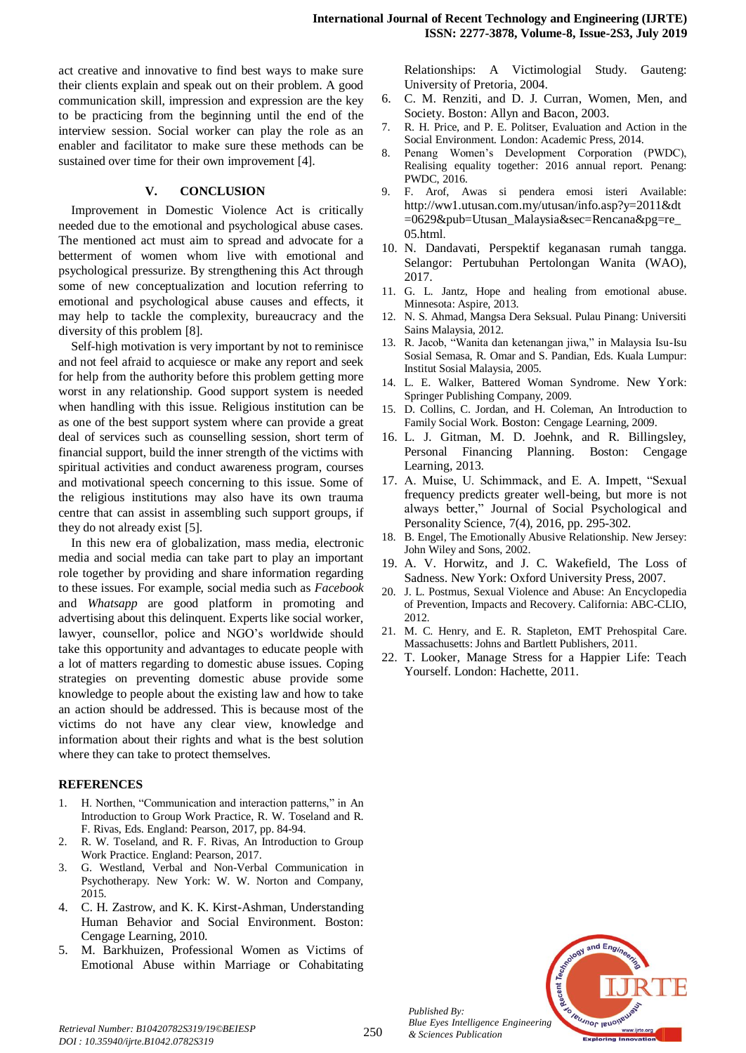act creative and innovative to find best ways to make sure their clients explain and speak out on their problem. A good communication skill, impression and expression are the key to be practicing from the beginning until the end of the interview session. Social worker can play the role as an enabler and facilitator to make sure these methods can be sustained over time for their own improvement [4].

## V. CONCLUSION

Improvement in Domestic Violence Act is critically needed due to the emotional and psychological abuse cases. The mentioned act must aim to spread and advocate for a betterment of women whom live with emotional and psychological pressurize. By strengthening this Act through some of new conceptualization and locution referring to emotional and psychological abuse causes and effects, it may help to tackle the complexity, bureaucracy and the diversity of this problem [8].

Self-high motivation is very important by not to reminisce and not feel afraid to acquiesce or make any report and seek for help from the authority before this problem getting more worst in any relationship. Good support system is needed when handling with this issue. Religious institution can be as one of the best support system where can provide a great deal of services such as counselling session, short term of financial support, build the inner strength of the victims with spiritual activities and conduct awareness program, courses and motivational speech concerning to this issue. Some of the religious institutions may also have its own trauma centre that can assist in assembling such support groups, if they do not already exist [5].

In this new era of globalization, mass media, electronic media and social media can take part to play an important role together by providing and share information regarding to these issues. For example, social media such as *Facebook* and *Whatsapp* are good platform in promoting and advertising about this delinquent. Experts like social worker, lawyer, counsellor, police and NGO's worldwide should take this opportunity and advantages to educate people with a lot of matters regarding to domestic abuse issues. Coping strategies on preventing domestic abuse provide some knowledge to people about the existing law and how to take an action should be addressed. This is because most of the victims do not have any clear view, knowledge and information about their rights and what is the best solution where they can take to protect themselves.

## REFERENCES

1. H. Northen, "Communication and interaction patterns," in An Introduction to Group Work Practice, R. W. Toseland and R. F. Rivas, Eds. England: Pearson, 2017, pp. 84-94.
2. R. W. Toseland, and R. F. Rivas, An Introduction to Group Work Practice. England: Pearson, 2017.
3. G. Westland, Verbal and Non-Verbal Communication in Psychotherapy. New York: W. W. Norton and Company, 2015.
4. C. H. Zastrow, and K. K. Kirst-Ashman, Understanding Human Behavior and Social Environment. Boston: Cengage Learning, 2010.
5. M. Barkhuizen, Professional Women as Victims of Emotional Abuse within Marriage or Cohabitating Relationships: A Victimological Study. Gauteng: University of Pretoria, 2004.
6. C. M. Renziti, and D. J. Curran, Women, Men, and Society. Boston: Allyn and Bacon, 2003.
7. R. H. Price, and P. E. Politser, Evaluation and Action in the Social Environment. London: Academic Press, 2014.
8. Penang Women's Development Corporation (PWDC), Realising equality together: 2016 annual report. Penang: PWDC, 2016.
9. F. Arof, Awas si pendera emosi isteri Available: http://ww1.utusan.com.my/utusan/info.asp?y=2011&dt=0629&pub=Utusan_Malaysia&sec=Rencana&pg=re_05.html.
10. N. Dandavati, Perspektif keganasan rumah tangga. Selangor: Pertubuhan Pertolongan Wanita (WAO), 2017.
11. G. L. Jantz, Hope and healing from emotional abuse. Minnesota: Aspire, 2013.
12. N. S. Ahmad, Mangsa Dera Seksual. Pulau Pinang: Universiti Sains Malaysia, 2012.
13. R. Jacob, "Wanita dan ketenangan jiwa," in Malaysia Isu-Isu Sosial Semasa, R. Omar and S. Pandian, Eds. Kuala Lumpur: Institut Sosial Malaysia, 2005.
14. L. E. Walker, Battered Woman Syndrome. New York: Springer Publishing Company, 2009.
15. D. Collins, C. Jordan, and H. Coleman, An Introduction to Family Social Work. Boston: Cengage Learning, 2009.
16. L. J. Gitman, M. D. Joehnk, and R. Billingsley, Personal Financing Planning. Boston: Cengage Learning, 2013.
17. A. Muise, U. Schimmack, and E. A. Impett, "Sexual frequency predicts greater well-being, but more is not always better," Journal of Social Psychological and Personality Science, 7(4), 2016, pp. 295-302.
18. B. Engel, The Emotionally Abusive Relationship. New Jersey: John Wiley and Sons, 2002.
19. A. V. Horwitz, and J. C. Wakefield, The Loss of Sadness. New York: Oxford University Press, 2007.
20. J. L. Postmus, Sexual Violence and Abuse: An Encyclopedia of Prevention, Impacts and Recovery. California: ABC-CLIO, 2012.
21. M. C. Henry, and E. R. Stapleton, EMT Prehospital Care. Massachusetts: Johns and Bartlett Publishers, 2011.
22. T. Looker, Manage Stress for a Happier Life: Teach Yourself. London: Hachette, 2011.